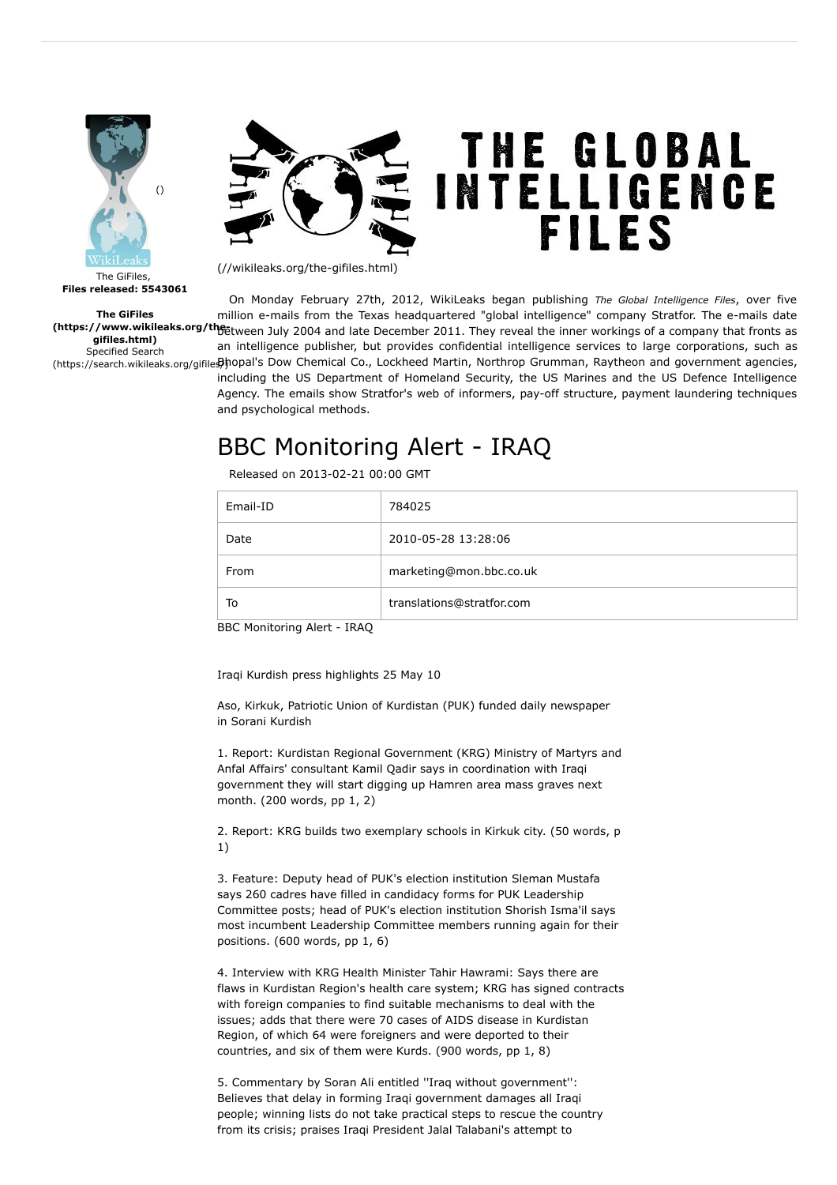The GiFiles,
**Files released: 5543061**

**The GiFiles (https://www.wikileaks.org/the-gifiles.html)**
Specified Search
(https://search.wikileaks.org/gifiles/)

(//wikileaks.org/the-gifiles.html)

On Monday February 27th, 2012, WikiLeaks began publishing *The Global Intelligence Files*, over five million e-mails from the Texas headquartered "global intelligence" company Stratfor. The e-mails date between July 2004 and late December 2011. They reveal the inner workings of a company that fronts as an intelligence publisher, but provides confidential intelligence services to large corporations, such as Bhopal's Dow Chemical Co., Lockheed Martin, Northrop Grumman, Raytheon and government agencies, including the US Department of Homeland Security, the US Marines and the US Defence Intelligence Agency. The emails show Stratfor's web of informers, pay-off structure, payment laundering techniques and psychological methods.

# BBC Monitoring Alert - IRAQ

Released on 2013-02-21 00:00 GMT

| Email-ID | 784025 |
|---|---|
| Date | 2010-05-28 13:28:06 |
| From | marketing@mon.bbc.co.uk |
| To | translations@stratfor.com |

BBC Monitoring Alert - IRAQ

Iraqi Kurdish press highlights 25 May 10

Aso, Kirkuk, Patriotic Union of Kurdistan (PUK) funded daily newspaper in Sorani Kurdish

1. Report: Kurdistan Regional Government (KRG) Ministry of Martyrs and Anfal Affairs' consultant Kamil Qadir says in coordination with Iraqi government they will start digging up Hamren area mass graves next month. (200 words, pp 1, 2)

2. Report: KRG builds two exemplary schools in Kirkuk city. (50 words, p 1)

3. Feature: Deputy head of PUK's election institution Sleman Mustafa says 260 cadres have filled in candidacy forms for PUK Leadership Committee posts; head of PUK's election institution Shorish Isma'il says most incumbent Leadership Committee members running again for their positions. (600 words, pp 1, 6)

4. Interview with KRG Health Minister Tahir Hawrami: Says there are flaws in Kurdistan Region's health care system; KRG has signed contracts with foreign companies to find suitable mechanisms to deal with the issues; adds that there were 70 cases of AIDS disease in Kurdistan Region, of which 64 were foreigners and were deported to their countries, and six of them were Kurds. (900 words, pp 1, 8)

5. Commentary by Soran Ali entitled ''Iraq without government'': Believes that delay in forming Iraqi government damages all Iraqi people; winning lists do not take practical steps to rescue the country from its crisis; praises Iraqi President Jalal Talabani's attempt to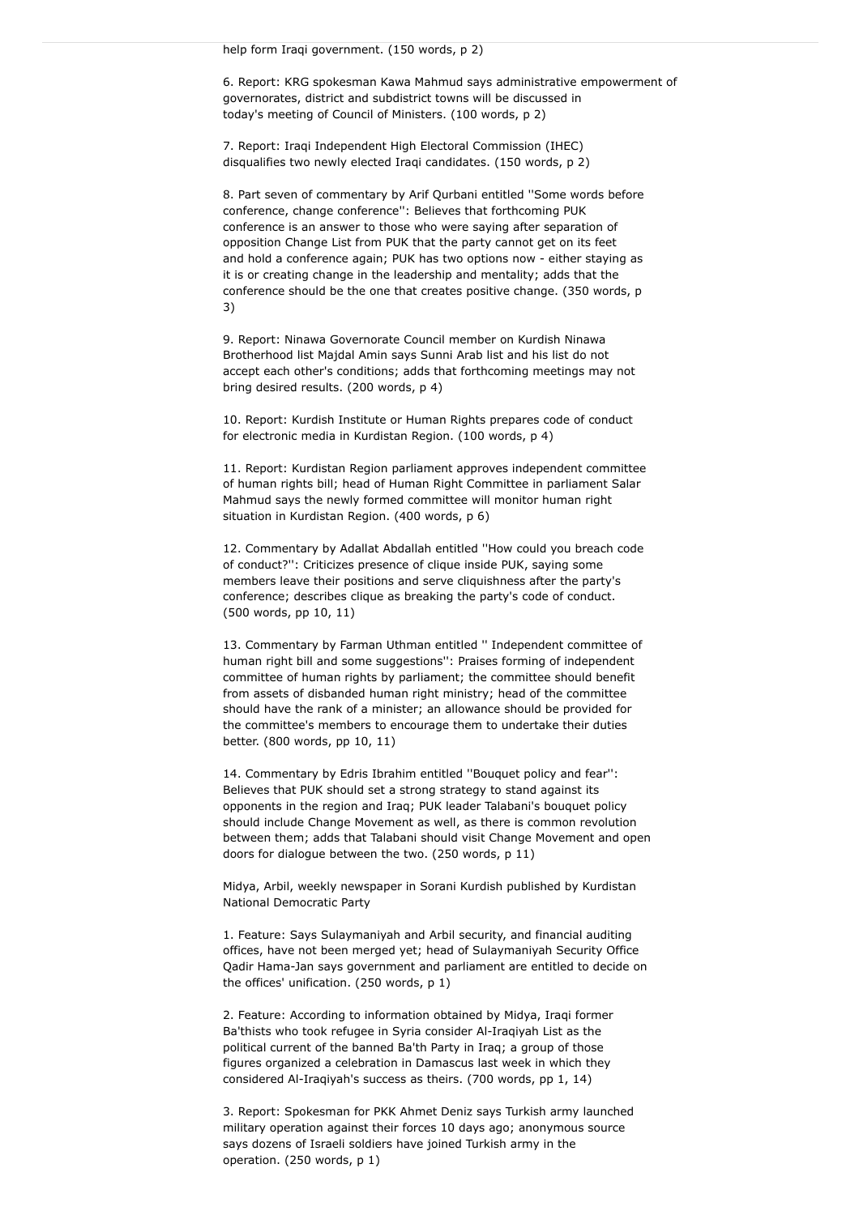help form Iraqi government. (150 words, p 2)

6. Report: KRG spokesman Kawa Mahmud says administrative empowerment of governorates, district and subdistrict towns will be discussed in today's meeting of Council of Ministers. (100 words, p 2)

7. Report: Iraqi Independent High Electoral Commission (IHEC) disqualifies two newly elected Iraqi candidates. (150 words, p 2)

8. Part seven of commentary by Arif Qurbani entitled ''Some words before conference, change conference'': Believes that forthcoming PUK conference is an answer to those who were saying after separation of opposition Change List from PUK that the party cannot get on its feet and hold a conference again; PUK has two options now - either staying as it is or creating change in the leadership and mentality; adds that the conference should be the one that creates positive change. (350 words, p 3)

9. Report: Ninawa Governorate Council member on Kurdish Ninawa Brotherhood list Majdal Amin says Sunni Arab list and his list do not accept each other's conditions; adds that forthcoming meetings may not bring desired results. (200 words, p 4)

10. Report: Kurdish Institute or Human Rights prepares code of conduct for electronic media in Kurdistan Region. (100 words, p 4)

11. Report: Kurdistan Region parliament approves independent committee of human rights bill; head of Human Right Committee in parliament Salar Mahmud says the newly formed committee will monitor human right situation in Kurdistan Region. (400 words, p 6)

12. Commentary by Adallat Abdallah entitled ''How could you breach code of conduct?'': Criticizes presence of clique inside PUK, saying some members leave their positions and serve cliquishness after the party's conference; describes clique as breaking the party's code of conduct. (500 words, pp 10, 11)

13. Commentary by Farman Uthman entitled '' Independent committee of human right bill and some suggestions'': Praises forming of independent committee of human rights by parliament; the committee should benefit from assets of disbanded human right ministry; head of the committee should have the rank of a minister; an allowance should be provided for the committee's members to encourage them to undertake their duties better. (800 words, pp 10, 11)

14. Commentary by Edris Ibrahim entitled ''Bouquet policy and fear'': Believes that PUK should set a strong strategy to stand against its opponents in the region and Iraq; PUK leader Talabani's bouquet policy should include Change Movement as well, as there is common revolution between them; adds that Talabani should visit Change Movement and open doors for dialogue between the two. (250 words, p 11)

Midya, Arbil, weekly newspaper in Sorani Kurdish published by Kurdistan National Democratic Party

1. Feature: Says Sulaymaniyah and Arbil security, and financial auditing offices, have not been merged yet; head of Sulaymaniyah Security Office Qadir Hama-Jan says government and parliament are entitled to decide on the offices' unification. (250 words, p 1)

2. Feature: According to information obtained by Midya, Iraqi former Ba'thists who took refugee in Syria consider Al-Iraqiyah List as the political current of the banned Ba'th Party in Iraq; a group of those figures organized a celebration in Damascus last week in which they considered Al-Iraqiyah's success as theirs. (700 words, pp 1, 14)

3. Report: Spokesman for PKK Ahmet Deniz says Turkish army launched military operation against their forces 10 days ago; anonymous source says dozens of Israeli soldiers have joined Turkish army in the operation. (250 words, p 1)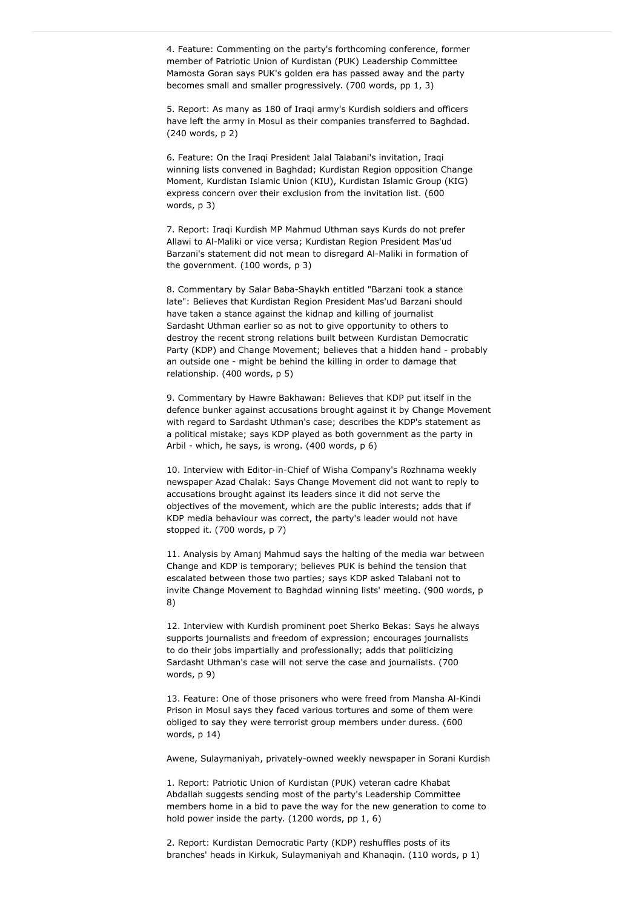4. Feature: Commenting on the party's forthcoming conference, former member of Patriotic Union of Kurdistan (PUK) Leadership Committee Mamosta Goran says PUK's golden era has passed away and the party becomes small and smaller progressively. (700 words, pp 1, 3)

5. Report: As many as 180 of Iraqi army's Kurdish soldiers and officers have left the army in Mosul as their companies transferred to Baghdad. (240 words, p 2)

6. Feature: On the Iraqi President Jalal Talabani's invitation, Iraqi winning lists convened in Baghdad; Kurdistan Region opposition Change Moment, Kurdistan Islamic Union (KIU), Kurdistan Islamic Group (KIG) express concern over their exclusion from the invitation list. (600 words, p 3)

7. Report: Iraqi Kurdish MP Mahmud Uthman says Kurds do not prefer Allawi to Al-Maliki or vice versa; Kurdistan Region President Mas'ud Barzani's statement did not mean to disregard Al-Maliki in formation of the government. (100 words, p 3)

8. Commentary by Salar Baba-Shaykh entitled "Barzani took a stance late": Believes that Kurdistan Region President Mas'ud Barzani should have taken a stance against the kidnap and killing of journalist Sardasht Uthman earlier so as not to give opportunity to others to destroy the recent strong relations built between Kurdistan Democratic Party (KDP) and Change Movement; believes that a hidden hand - probably an outside one - might be behind the killing in order to damage that relationship. (400 words, p 5)

9. Commentary by Hawre Bakhawan: Believes that KDP put itself in the defence bunker against accusations brought against it by Change Movement with regard to Sardasht Uthman's case; describes the KDP's statement as a political mistake; says KDP played as both government as the party in Arbil - which, he says, is wrong. (400 words, p 6)

10. Interview with Editor-in-Chief of Wisha Company's Rozhnama weekly newspaper Azad Chalak: Says Change Movement did not want to reply to accusations brought against its leaders since it did not serve the objectives of the movement, which are the public interests; adds that if KDP media behaviour was correct, the party's leader would not have stopped it. (700 words, p 7)

11. Analysis by Amanj Mahmud says the halting of the media war between Change and KDP is temporary; believes PUK is behind the tension that escalated between those two parties; says KDP asked Talabani not to invite Change Movement to Baghdad winning lists' meeting. (900 words, p 8)

12. Interview with Kurdish prominent poet Sherko Bekas: Says he always supports journalists and freedom of expression; encourages journalists to do their jobs impartially and professionally; adds that politicizing Sardasht Uthman's case will not serve the case and journalists. (700 words, p 9)

13. Feature: One of those prisoners who were freed from Mansha Al-Kindi Prison in Mosul says they faced various tortures and some of them were obliged to say they were terrorist group members under duress. (600 words, p 14)

Awene, Sulaymaniyah, privately-owned weekly newspaper in Sorani Kurdish

1. Report: Patriotic Union of Kurdistan (PUK) veteran cadre Khabat Abdallah suggests sending most of the party's Leadership Committee members home in a bid to pave the way for the new generation to come to hold power inside the party. (1200 words, pp 1, 6)

2. Report: Kurdistan Democratic Party (KDP) reshuffles posts of its branches' heads in Kirkuk, Sulaymaniyah and Khanaqin. (110 words, p 1)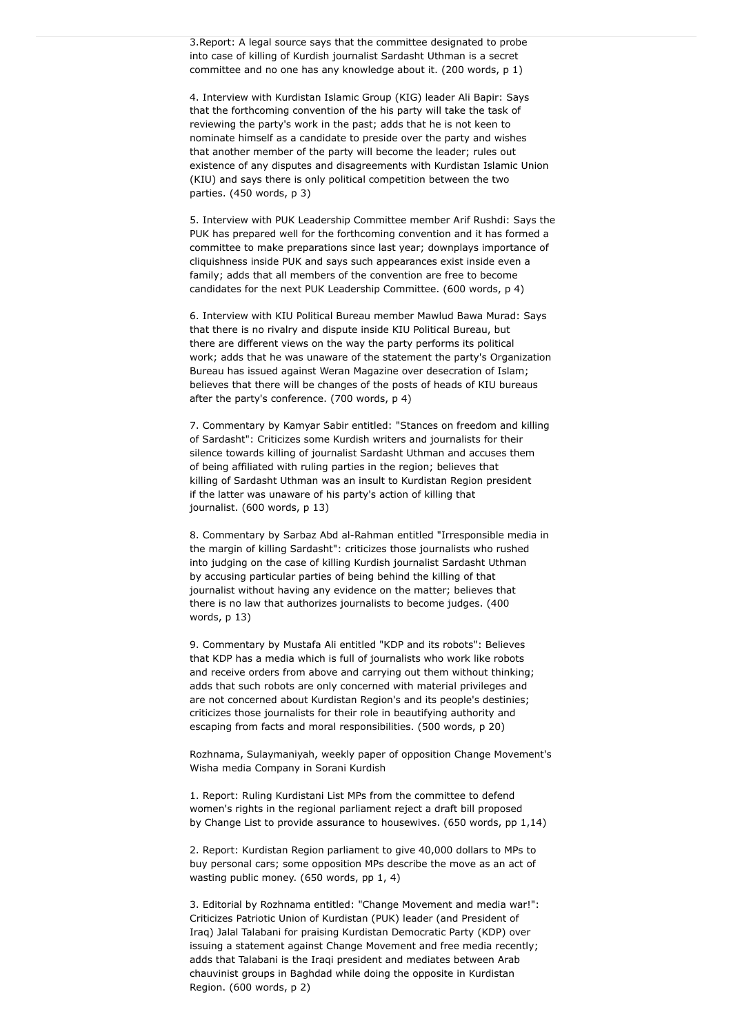3.Report: A legal source says that the committee designated to probe into case of killing of Kurdish journalist Sardasht Uthman is a secret committee and no one has any knowledge about it. (200 words, p 1)

4. Interview with Kurdistan Islamic Group (KIG) leader Ali Bapir: Says that the forthcoming convention of the his party will take the task of reviewing the party's work in the past; adds that he is not keen to nominate himself as a candidate to preside over the party and wishes that another member of the party will become the leader; rules out existence of any disputes and disagreements with Kurdistan Islamic Union (KIU) and says there is only political competition between the two parties. (450 words, p 3)

5. Interview with PUK Leadership Committee member Arif Rushdi: Says the PUK has prepared well for the forthcoming convention and it has formed a committee to make preparations since last year; downplays importance of cliquishness inside PUK and says such appearances exist inside even a family; adds that all members of the convention are free to become candidates for the next PUK Leadership Committee. (600 words, p 4)

6. Interview with KIU Political Bureau member Mawlud Bawa Murad: Says that there is no rivalry and dispute inside KIU Political Bureau, but there are different views on the way the party performs its political work; adds that he was unaware of the statement the party's Organization Bureau has issued against Weran Magazine over desecration of Islam; believes that there will be changes of the posts of heads of KIU bureaus after the party's conference. (700 words, p 4)

7. Commentary by Kamyar Sabir entitled: "Stances on freedom and killing of Sardasht": Criticizes some Kurdish writers and journalists for their silence towards killing of journalist Sardasht Uthman and accuses them of being affiliated with ruling parties in the region; believes that killing of Sardasht Uthman was an insult to Kurdistan Region president if the latter was unaware of his party's action of killing that journalist. (600 words, p 13)

8. Commentary by Sarbaz Abd al-Rahman entitled "Irresponsible media in the margin of killing Sardasht": criticizes those journalists who rushed into judging on the case of killing Kurdish journalist Sardasht Uthman by accusing particular parties of being behind the killing of that journalist without having any evidence on the matter; believes that there is no law that authorizes journalists to become judges. (400 words, p 13)

9. Commentary by Mustafa Ali entitled "KDP and its robots": Believes that KDP has a media which is full of journalists who work like robots and receive orders from above and carrying out them without thinking; adds that such robots are only concerned with material privileges and are not concerned about Kurdistan Region's and its people's destinies; criticizes those journalists for their role in beautifying authority and escaping from facts and moral responsibilities. (500 words, p 20)

Rozhnama, Sulaymaniyah, weekly paper of opposition Change Movement's Wisha media Company in Sorani Kurdish

1. Report: Ruling Kurdistani List MPs from the committee to defend women's rights in the regional parliament reject a draft bill proposed by Change List to provide assurance to housewives. (650 words, pp 1,14)

2. Report: Kurdistan Region parliament to give 40,000 dollars to MPs to buy personal cars; some opposition MPs describe the move as an act of wasting public money. (650 words, pp 1, 4)

3. Editorial by Rozhnama entitled: "Change Movement and media war!": Criticizes Patriotic Union of Kurdistan (PUK) leader (and President of Iraq) Jalal Talabani for praising Kurdistan Democratic Party (KDP) over issuing a statement against Change Movement and free media recently; adds that Talabani is the Iraqi president and mediates between Arab chauvinist groups in Baghdad while doing the opposite in Kurdistan Region. (600 words, p 2)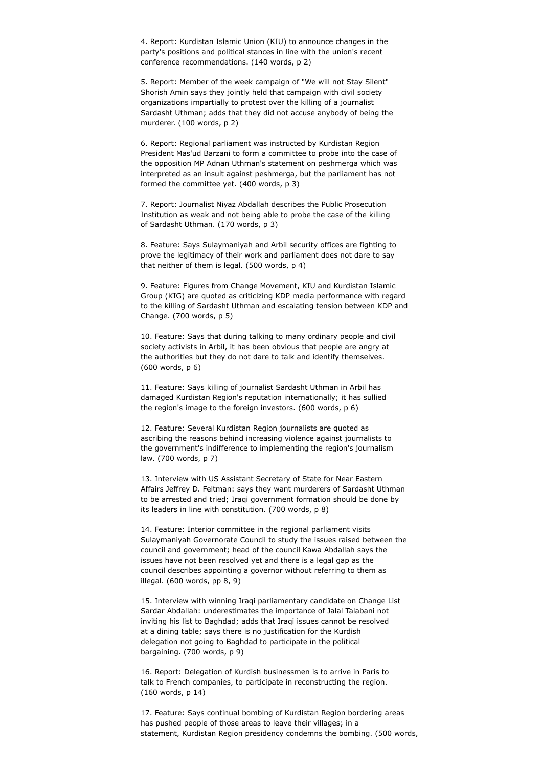4. Report: Kurdistan Islamic Union (KIU) to announce changes in the party's positions and political stances in line with the union's recent conference recommendations. (140 words, p 2)

5. Report: Member of the week campaign of "We will not Stay Silent" Shorish Amin says they jointly held that campaign with civil society organizations impartially to protest over the killing of a journalist Sardasht Uthman; adds that they did not accuse anybody of being the murderer. (100 words, p 2)

6. Report: Regional parliament was instructed by Kurdistan Region President Mas'ud Barzani to form a committee to probe into the case of the opposition MP Adnan Uthman's statement on peshmerga which was interpreted as an insult against peshmerga, but the parliament has not formed the committee yet. (400 words, p 3)

7. Report: Journalist Niyaz Abdallah describes the Public Prosecution Institution as weak and not being able to probe the case of the killing of Sardasht Uthman. (170 words, p 3)

8. Feature: Says Sulaymaniyah and Arbil security offices are fighting to prove the legitimacy of their work and parliament does not dare to say that neither of them is legal. (500 words, p 4)

9. Feature: Figures from Change Movement, KIU and Kurdistan Islamic Group (KIG) are quoted as criticizing KDP media performance with regard to the killing of Sardasht Uthman and escalating tension between KDP and Change. (700 words, p 5)

10. Feature: Says that during talking to many ordinary people and civil society activists in Arbil, it has been obvious that people are angry at the authorities but they do not dare to talk and identify themselves. (600 words, p 6)

11. Feature: Says killing of journalist Sardasht Uthman in Arbil has damaged Kurdistan Region's reputation internationally; it has sullied the region's image to the foreign investors. (600 words, p 6)

12. Feature: Several Kurdistan Region journalists are quoted as ascribing the reasons behind increasing violence against journalists to the government's indifference to implementing the region's journalism law. (700 words, p 7)

13. Interview with US Assistant Secretary of State for Near Eastern Affairs Jeffrey D. Feltman: says they want murderers of Sardasht Uthman to be arrested and tried; Iraqi government formation should be done by its leaders in line with constitution. (700 words, p 8)

14. Feature: Interior committee in the regional parliament visits Sulaymaniyah Governorate Council to study the issues raised between the council and government; head of the council Kawa Abdallah says the issues have not been resolved yet and there is a legal gap as the council describes appointing a governor without referring to them as illegal. (600 words, pp 8, 9)

15. Interview with winning Iraqi parliamentary candidate on Change List Sardar Abdallah: underestimates the importance of Jalal Talabani not inviting his list to Baghdad; adds that Iraqi issues cannot be resolved at a dining table; says there is no justification for the Kurdish delegation not going to Baghdad to participate in the political bargaining. (700 words, p 9)

16. Report: Delegation of Kurdish businessmen is to arrive in Paris to talk to French companies, to participate in reconstructing the region. (160 words, p 14)

17. Feature: Says continual bombing of Kurdistan Region bordering areas has pushed people of those areas to leave their villages; in a statement, Kurdistan Region presidency condemns the bombing. (500 words,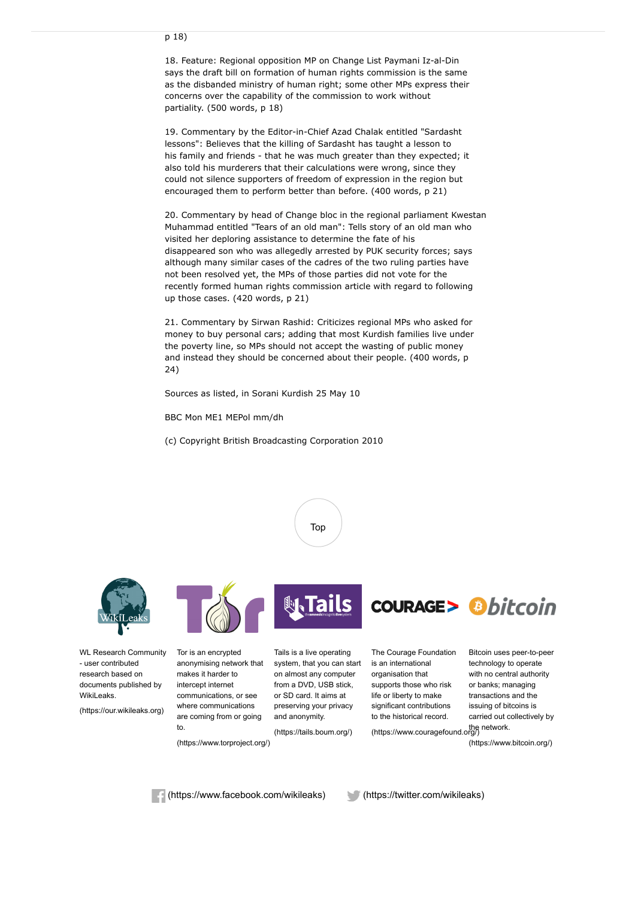p 18)

18. Feature: Regional opposition MP on Change List Paymani Iz-al-Din says the draft bill on formation of human rights commission is the same as the disbanded ministry of human right; some other MPs express their concerns over the capability of the commission to work without partiality. (500 words, p 18)

19. Commentary by the Editor-in-Chief Azad Chalak entitled "Sardasht lessons": Believes that the killing of Sardasht has taught a lesson to his family and friends - that he was much greater than they expected; it also told his murderers that their calculations were wrong, since they could not silence supporters of freedom of expression in the region but encouraged them to perform better than before. (400 words, p 21)

20. Commentary by head of Change bloc in the regional parliament Kwestan Muhammad entitled "Tears of an old man": Tells story of an old man who visited her deploring assistance to determine the fate of his disappeared son who was allegedly arrested by PUK security forces; says although many similar cases of the cadres of the two ruling parties have not been resolved yet, the MPs of those parties did not vote for the recently formed human rights commission article with regard to following up those cases. (420 words, p 21)

21. Commentary by Sirwan Rashid: Criticizes regional MPs who asked for money to buy personal cars; adding that most Kurdish families live under the poverty line, so MPs should not accept the wasting of public money and instead they should be concerned about their people. (400 words, p 24)

Sources as listed, in Sorani Kurdish 25 May 10

BBC Mon ME1 MEPol mm/dh

(c) Copyright British Broadcasting Corporation 2010

Top

WL Research Community - user contributed research based on documents published by WikiLeaks.

(https://our.wikileaks.org)

Tor is an encrypted anonymising network that makes it harder to intercept internet communications, or see where communications are coming from or going to.

(https://www.torproject.org/)

Tails is a live operating system, that you can start on almost any computer from a DVD, USB stick, or SD card. It aims at preserving your privacy and anonymity.

(https://tails.boum.org/)

The Courage Foundation is an international organisation that supports those who risk life or liberty to make significant contributions to the historical record.

(https://www.couragefound.org/)

Bitcoin uses peer-to-peer technology to operate with no central authority or banks; managing transactions and the issuing of bitcoins is carried out collectively by the network.

(https://www.bitcoin.org/)

(https://www.facebook.com/wikileaks) (https://twitter.com/wikileaks)